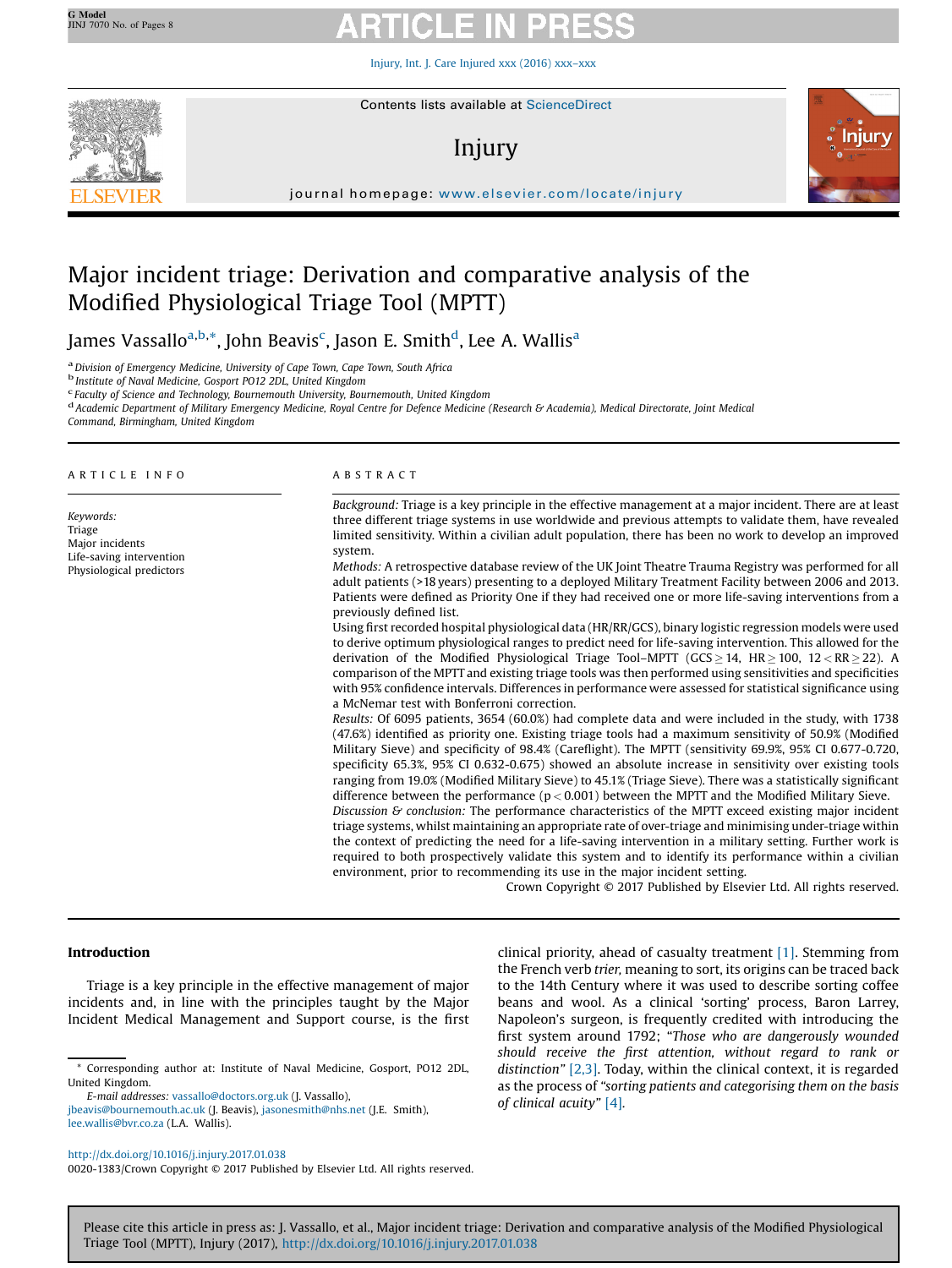# Major incident triage: Derivation and comparative analysis of the Modified Physiological Triage Tool (MPTT)

James Vassallo[a,b,*], John Beavis[c], Jason E. Smith[d], Lee A. Wallis[a]

[a] Division of Emergency Medicine, University of Cape Town, Cape Town, South Africa
[b] Institute of Naval Medicine, Gosport PO12 2DL, United Kingdom
[c] Faculty of Science and Technology, Bournemouth University, Bournemouth, United Kingdom
[d] Academic Department of Military Emergency Medicine, Royal Centre for Defence Medicine (Research & Academia), Medical Directorate, Joint Medical Command, Birmingham, United Kingdom

## ARTICLE INFO

*Keywords:*
Triage
Major incidents
Life-saving intervention
Physiological predictors

## ABSTRACT

*Background:* Triage is a key principle in the effective management at a major incident. There are at least three different triage systems in use worldwide and previous attempts to validate them, have revealed limited sensitivity. Within a civilian adult population, there has been no work to develop an improved system.

*Methods:* A retrospective database review of the UK Joint Theatre Trauma Registry was performed for all adult patients (>18 years) presenting to a deployed Military Treatment Facility between 2006 and 2013. Patients were defined as Priority One if they had received one or more life-saving interventions from a previously defined list.

Using first recorded hospital physiological data (HR/RR/GCS), binary logistic regression models were used to derive optimum physiological ranges to predict need for life-saving intervention. This allowed for the derivation of the Modified Physiological Triage Tool–MPTT ($GCS \geq 14$, $HR \geq 100$, $12 < RR \geq 22$). A comparison of the MPTT and existing triage tools was then performed using sensitivities and specificities with 95% confidence intervals. Differences in performance were assessed for statistical significance using a McNemar test with Bonferroni correction.

*Results:* Of 6095 patients, 3654 (60.0%) had complete data and were included in the study, with 1738 (47.6%) identified as priority one. Existing triage tools had a maximum sensitivity of 50.9% (Modified Military Sieve) and specificity of 98.4% (Careflight). The MPTT (sensitivity 69.9%, 95% CI 0.677-0.720, specificity 65.3%, 95% CI 0.632-0.675) showed an absolute increase in sensitivity over existing tools ranging from 19.0% (Modified Military Sieve) to 45.1% (Triage Sieve). There was a statistically significant difference between the performance ($p < 0.001$) between the MPTT and the Modified Military Sieve.

*Discussion & conclusion:* The performance characteristics of the MPTT exceed existing major incident triage systems, whilst maintaining an appropriate rate of over-triage and minimising under-triage within the context of predicting the need for a life-saving intervention in a military setting. Further work is required to both prospectively validate this system and to identify its performance within a civilian environment, prior to recommending its use in the major incident setting.

Crown Copyright © 2017 Published by Elsevier Ltd. All rights reserved.

## Introduction

Triage is a key principle in the effective management of major incidents and, in line with the principles taught by the Major Incident Medical Management and Support course, is the first clinical priority, ahead of casualty treatment [1]. Stemming from the French verb *trier*, meaning to sort, its origins can be traced back to the 14th Century where it was used to describe sorting coffee beans and wool. As a clinical 'sorting' process, Baron Larrey, Napoleon's surgeon, is frequently credited with introducing the first system around 1792; "*Those who are dangerously wounded should receive the first attention, without regard to rank or distinction*" [2,3]. Today, within the clinical context, it is regarded as the process of "*sorting patients and categorising them on the basis of clinical acuity*" [4].

* Corresponding author at: Institute of Naval Medicine, Gosport, PO12 2DL, United Kingdom.
*E-mail addresses:* vassallo@doctors.org.uk (J. Vassallo), jbeavis@bournemouth.ac.uk (J. Beavis), jasonesmith@nhs.net (J.E. Smith), lee.wallis@bvr.co.za (L.A. Wallis).

http://dx.doi.org/10.1016/j.injury.2017.01.038
0020-1383/Crown Copyright © 2017 Published by Elsevier Ltd. All rights reserved.

Please cite this article in press as: J. Vassallo, et al., Major incident triage: Derivation and comparative analysis of the Modified Physiological Triage Tool (MPTT), Injury (2017), http://dx.doi.org/10.1016/j.injury.2017.01.038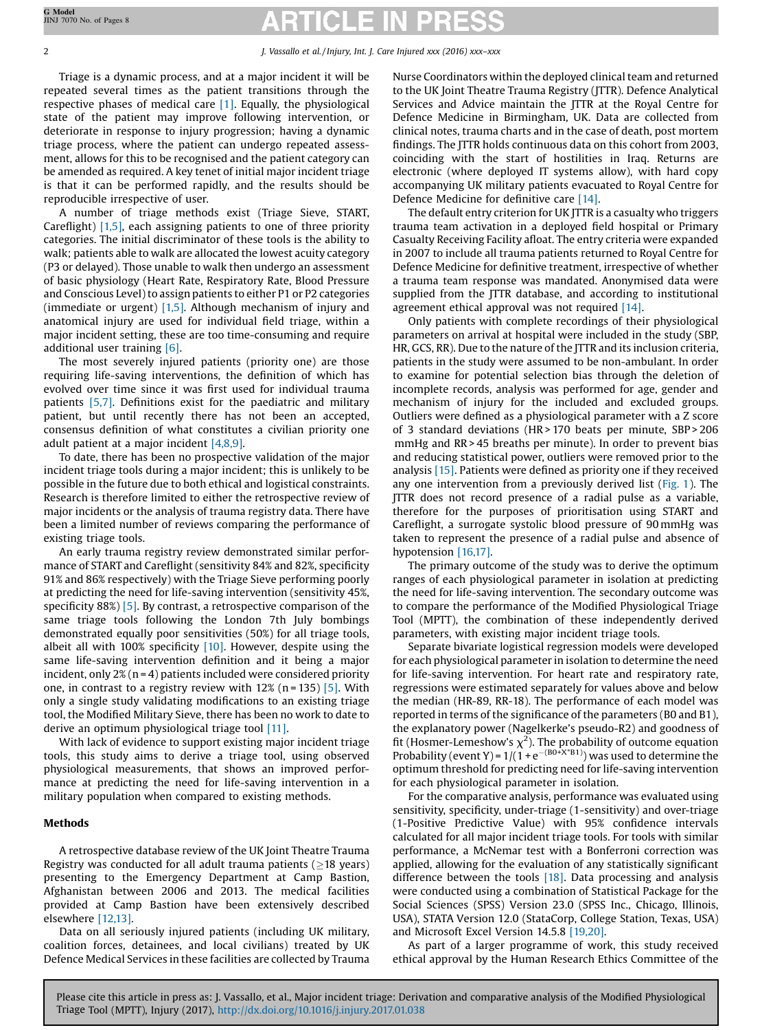Triage is a dynamic process, and at a major incident it will be repeated several times as the patient transitions through the respective phases of medical care [1]. Equally, the physiological state of the patient may improve following intervention, or deteriorate in response to injury progression; having a dynamic triage process, where the patient can undergo repeated assessment, allows for this to be recognised and the patient category can be amended as required. A key tenet of initial major incident triage is that it can be performed rapidly, and the results should be reproducible irrespective of user.

A number of triage methods exist (Triage Sieve, START, Careflight) [1,5], each assigning patients to one of three priority categories. The initial discriminator of these tools is the ability to walk; patients able to walk are allocated the lowest acuity category (P3 or delayed). Those unable to walk then undergo an assessment of basic physiology (Heart Rate, Respiratory Rate, Blood Pressure and Conscious Level) to assign patients to either P1 or P2 categories (immediate or urgent) [1,5]. Although mechanism of injury and anatomical injury are used for individual field triage, within a major incident setting, these are too time-consuming and require additional user training [6].

The most severely injured patients (priority one) are those requiring life-saving interventions, the definition of which has evolved over time since it was first used for individual trauma patients [5,7]. Definitions exist for the paediatric and military patient, but until recently there has not been an accepted, consensus definition of what constitutes a civilian priority one adult patient at a major incident [4,8,9].

To date, there has been no prospective validation of the major incident triage tools during a major incident; this is unlikely to be possible in the future due to both ethical and logistical constraints. Research is therefore limited to either the retrospective review of major incidents or the analysis of trauma registry data. There have been a limited number of reviews comparing the performance of existing triage tools.

An early trauma registry review demonstrated similar performance of START and Careflight (sensitivity 84% and 82%, specificity 91% and 86% respectively) with the Triage Sieve performing poorly at predicting the need for life-saving intervention (sensitivity 45%, specificity 88%) [5]. By contrast, a retrospective comparison of the same triage tools following the London 7th July bombings demonstrated equally poor sensitivities (50%) for all triage tools, albeit all with 100% specificity [10]. However, despite using the same life-saving intervention definition and it being a major incident, only 2% (n = 4) patients included were considered priority one, in contrast to a registry review with 12% (n = 135) [5]. With only a single study validating modifications to an existing triage tool, the Modified Military Sieve, there has been no work to date to derive an optimum physiological triage tool [11].

With lack of evidence to support existing major incident triage tools, this study aims to derive a triage tool, using observed physiological measurements, that shows an improved performance at predicting the need for life-saving intervention in a military population when compared to existing methods.

## Methods

A retrospective database review of the UK Joint Theatre Trauma Registry was conducted for all adult trauma patients (≥18 years) presenting to the Emergency Department at Camp Bastion, Afghanistan between 2006 and 2013. The medical facilities provided at Camp Bastion have been extensively described elsewhere [12,13].

Data on all seriously injured patients (including UK military, coalition forces, detainees, and local civilians) treated by UK Defence Medical Services in these facilities are collected by Trauma Nurse Coordinators within the deployed clinical team and returned to the UK Joint Theatre Trauma Registry (JTTR). Defence Analytical Services and Advice maintain the JTTR at the Royal Centre for Defence Medicine in Birmingham, UK. Data are collected from clinical notes, trauma charts and in the case of death, post mortem findings. The JTTR holds continuous data on this cohort from 2003, coinciding with the start of hostilities in Iraq. Returns are electronic (where deployed IT systems allow), with hard copy accompanying UK military patients evacuated to Royal Centre for Defence Medicine for definitive care [14].

The default entry criterion for UK JTTR is a casualty who triggers trauma team activation in a deployed field hospital or Primary Casualty Receiving Facility afloat. The entry criteria were expanded in 2007 to include all trauma patients returned to Royal Centre for Defence Medicine for definitive treatment, irrespective of whether a trauma team response was mandated. Anonymised data were supplied from the JTTR database, and according to institutional agreement ethical approval was not required [14].

Only patients with complete recordings of their physiological parameters on arrival at hospital were included in the study (SBP, HR, GCS, RR). Due to the nature of the JTTR and its inclusion criteria, patients in the study were assumed to be non-ambulant. In order to examine for potential selection bias through the deletion of incomplete records, analysis was performed for age, gender and mechanism of injury for the included and excluded groups. Outliers were defined as a physiological parameter with a Z score of 3 standard deviations (HR > 170 beats per minute, SBP > 206 mmHg and RR > 45 breaths per minute). In order to prevent bias and reducing statistical power, outliers were removed prior to the analysis [15]. Patients were defined as priority one if they received any one intervention from a previously derived list (Fig. 1). The JTTR does not record presence of a radial pulse as a variable, therefore for the purposes of prioritisation using START and Careflight, a surrogate systolic blood pressure of 90 mmHg was taken to represent the presence of a radial pulse and absence of hypotension [16,17].

The primary outcome of the study was to derive the optimum ranges of each physiological parameter in isolation at predicting the need for life-saving intervention. The secondary outcome was to compare the performance of the Modified Physiological Triage Tool (MPTT), the combination of these independently derived parameters, with existing major incident triage tools.

Separate bivariate logistical regression models were developed for each physiological parameter in isolation to determine the need for life-saving intervention. For heart rate and respiratory rate, regressions were estimated separately for values above and below the median (HR-89, RR-18). The performance of each model was reported in terms of the significance of the parameters (B0 and B1), the explanatory power (Nagelkerke's pseudo-R2) and goodness of fit (Hosmer-Lemeshow's $\chi^2$). The probability of outcome equation Probability (event Y) = $1/(1 + e^{-(B0+X*B1)})$ was used to determine the optimum threshold for predicting need for life-saving intervention for each physiological parameter in isolation.

For the comparative analysis, performance was evaluated using sensitivity, specificity, under-triage (1-sensitivity) and over-triage (1-Positive Predictive Value) with 95% confidence intervals calculated for all major incident triage tools. For tools with similar performance, a McNemar test with a Bonferroni correction was applied, allowing for the evaluation of any statistically significant difference between the tools [18]. Data processing and analysis were conducted using a combination of Statistical Package for the Social Sciences (SPSS) Version 23.0 (SPSS Inc., Chicago, Illinois, USA), STATA Version 12.0 (StataCorp, College Station, Texas, USA) and Microsoft Excel Version 14.5.8 [19,20].

As part of a larger programme of work, this study received ethical approval by the Human Research Ethics Committee of the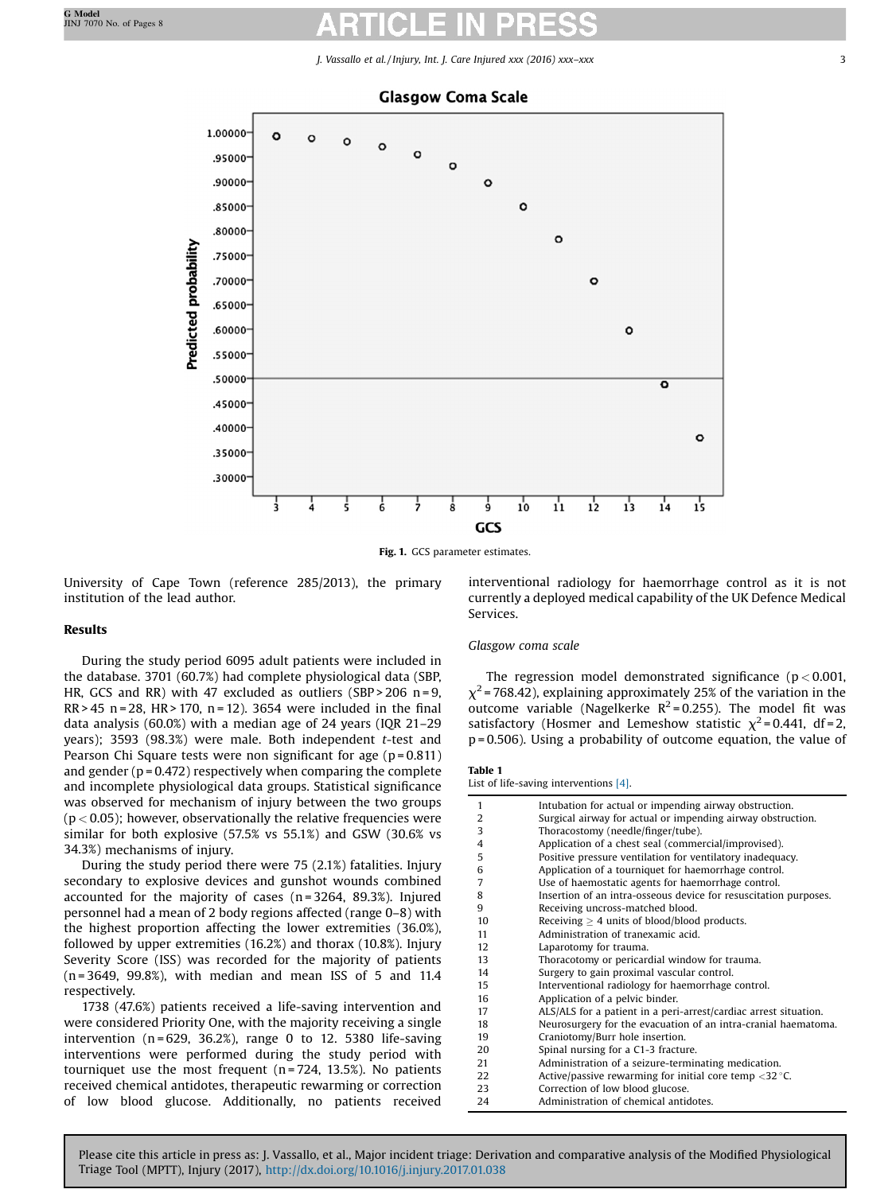Fig. 1. GCS parameter estimates.

University of Cape Town (reference 285/2013), the primary institution of the lead author.

## Results

During the study period 6095 adult patients were included in the database. 3701 (60.7%) had complete physiological data (SBP, HR, GCS and RR) with 47 excluded as outliers (SBP > 206 n = 9, RR > 45 n = 28, HR > 170, n = 12). 3654 were included in the final data analysis (60.0%) with a median age of 24 years (IQR 21–29 years); 3593 (98.3%) were male. Both independent *t*-test and Pearson Chi Square tests were non significant for age (p = 0.811) and gender (p = 0.472) respectively when comparing the complete and incomplete physiological data groups. Statistical significance was observed for mechanism of injury between the two groups ($p < 0.05$); however, observationally the relative frequencies were similar for both explosive (57.5% vs 55.1%) and GSW (30.6% vs 34.3%) mechanisms of injury.

During the study period there were 75 (2.1%) fatalities. Injury secondary to explosive devices and gunshot wounds combined accounted for the majority of cases (n = 3264, 89.3%). Injured personnel had a mean of 2 body regions affected (range 0–8) with the highest proportion affecting the lower extremities (36.0%), followed by upper extremities (16.2%) and thorax (10.8%). Injury Severity Score (ISS) was recorded for the majority of patients (n = 3649, 99.8%), with median and mean ISS of 5 and 11.4 respectively.

1738 (47.6%) patients received a life-saving intervention and were considered Priority One, with the majority receiving a single intervention (n = 629, 36.2%), range 0 to 12. 5380 life-saving interventions were performed during the study period with tourniquet use the most frequent (n = 724, 13.5%). No patients received chemical antidotes, therapeutic rewarming or correction of low blood glucose. Additionally, no patients received interventional radiology for haemorrhage control as it is not currently a deployed medical capability of the UK Defence Medical Services.

### Glasgow coma scale

The regression model demonstrated significance ($p < 0.001$, $\chi^2 = 768.42$), explaining approximately 25% of the variation in the outcome variable (Nagelkerke $R^2 = 0.255$). The model fit was satisfactory (Hosmer and Lemeshow statistic $\chi^2 = 0.441$, df = 2, p = 0.506). Using a probability of outcome equation, the value of

**Table 1**
List of life-saving interventions [4].

| | |
|---|---|
| 1 | Intubation for actual or impending airway obstruction. |
| 2 | Surgical airway for actual or impending airway obstruction. |
| 3 | Thoracostomy (needle/finger/tube). |
| 4 | Application of a chest seal (commercial/improvised). |
| 5 | Positive pressure ventilation for ventilatory inadequacy. |
| 6 | Application of a tourniquet for haemorrhage control. |
| 7 | Use of haemostatic agents for haemorrhage control. |
| 8 | Insertion of an intra-osseous device for resuscitation purposes. |
| 9 | Receiving uncross-matched blood. |
| 10 | Receiving ≥ 4 units of blood/blood products. |
| 11 | Administration of tranexamic acid. |
| 12 | Laparotomy for trauma. |
| 13 | Thoracotomy or pericardial window for trauma. |
| 14 | Surgery to gain proximal vascular control. |
| 15 | Interventional radiology for haemorrhage control. |
| 16 | Application of a pelvic binder. |
| 17 | ALS/ALS for a patient in a peri-arrest/cardiac arrest situation. |
| 18 | Neurosurgery for the evacuation of an intra-cranial haematoma. |
| 19 | Craniotomy/Burr hole insertion. |
| 20 | Spinal nursing for a C1-3 fracture. |
| 21 | Administration of a seizure-terminating medication. |
| 22 | Active/passive rewarming for initial core temp <32 °C. |
| 23 | Correction of low blood glucose. |
| 24 | Administration of chemical antidotes. |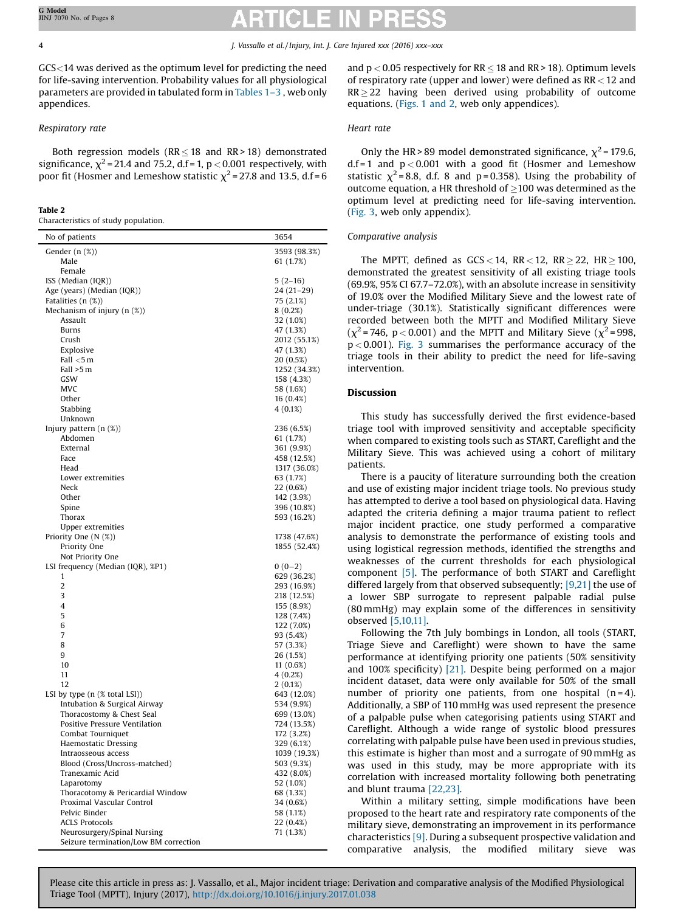GCS<14 was derived as the optimum level for predicting the need for life-saving intervention. Probability values for all physiological parameters are provided in tabulated form in Tables 1–3, web only appendices.

*Respiratory rate*

Both regression models ($RR \leq 18$ and $RR > 18$) demonstrated significance, $\chi^2 = 21.4$ and 75.2, d.f = 1, $p < 0.001$ respectively, with poor fit (Hosmer and Lemeshow statistic $\chi^2 = 27.8$ and 13.5, d.f = 6 and $p < 0.05$ respectively for $RR \leq 18$ and $RR > 18$). Optimum levels of respiratory rate (upper and lower) were defined as $RR < 12$ and $RR \geq 22$ having been derived using probability of outcome equations. (Figs. 1 and 2, web only appendices).

**Table 2**
Characteristics of study population.

| No of patients | 3654 |
|---|---|
| Gender (n (%)) | 3593 (98.3%) |
| Male | 61 (1.7%) |
| Female | |
| ISS (Median (IQR)) | 5 (2–16) |
| Age (years) (Median (IQR)) | 24 (21–29) |
| Fatalities (n (%)) | 75 (2.1%) |
| Mechanism of injury (n (%)) | 8 (0.2%) |
| Assault | 32 (1.0%) |
| Burns | 47 (1.3%) |
| Crush | 2012 (55.1%) |
| Explosive | 47 (1.3%) |
| Fall <5 m | 20 (0.5%) |
| Fall >5 m | 1252 (34.3%) |
| GSW | 158 (4.3%) |
| MVC | 58 (1.6%) |
| Other | 16 (0.4%) |
| Stabbing | 4 (0.1%) |
| Unknown | |
| Injury pattern (n (%)) | 236 (6.5%) |
| Abdomen | 61 (1.7%) |
| External | 361 (9.9%) |
| Face | 458 (12.5%) |
| Head | 1317 (36.0%) |
| Lower extremities | 63 (1.7%) |
| Neck | 22 (0.6%) |
| Other | 142 (3.9%) |
| Spine | 396 (10.8%) |
| Thorax | 593 (16.2%) |
| Upper extremities | |
| Priority One (N (%)) | 1738 (47.6%) |
| Priority One | 1855 (52.4%) |
| Not Priority One | |
| LSI frequency (Median (IQR), %P1) | 0 (0–2) |
| 1 | 629 (36.2%) |
| 2 | 293 (16.9%) |
| 3 | 218 (12.5%) |
| 4 | 155 (8.9%) |
| 5 | 128 (7.4%) |
| 6 | 122 (7.0%) |
| 7 | 93 (5.4%) |
| 8 | 57 (3.3%) |
| 9 | 26 (1.5%) |
| 10 | 11 (0.6%) |
| 11 | 4 (0.2%) |
| 12 | 2 (0.1%) |
| LSI by type (n (% total LSI)) | 643 (12.0%) |
| Intubation & Surgical Airway | 534 (9.9%) |
| Thoracostomy & Chest Seal | 699 (13.0%) |
| Positive Pressure Ventilation | 724 (13.5%) |
| Combat Tourniquet | 172 (3.2%) |
| Haemostatic Dressing | 329 (6.1%) |
| Intraosseous access | 1039 (19.3%) |
| Blood (Cross/Uncross-matched) | 503 (9.3%) |
| Tranexamic Acid | 432 (8.0%) |
| Laparotomy | 52 (1.0%) |
| Thoracotomy & Pericardial Window | 68 (1.3%) |
| Proximal Vascular Control | 34 (0.6%) |
| Pelvic Binder | 58 (1.1%) |
| ACLS Protocols | 22 (0.4%) |
| Neurosurgery/Spinal Nursing | 71 (1.3%) |
| Seizure termination/Low BM correction | |

*Heart rate*

Only the HR > 89 model demonstrated significance, $\chi^2 = 179.6$, d.f = 1 and $p < 0.001$ with a good fit (Hosmer and Lemeshow statistic $\chi^2 = 8.8$, d.f. 8 and $p = 0.358$). Using the probability of outcome equation, a HR threshold of $\geq 100$ was determined as the optimum level at predicting need for life-saving intervention. (Fig. 3, web only appendix).

*Comparative analysis*

The MPTT, defined as $GCS < 14$, $RR < 12$, $RR \geq 22$, $HR \geq 100$, demonstrated the greatest sensitivity of all existing triage tools (69.9%, 95% CI 67.7–72.0%), with an absolute increase in sensitivity of 19.0% over the Modified Military Sieve and the lowest rate of under-triage (30.1%). Statistically significant differences were recorded between both the MPTT and Modified Military Sieve ($\chi^2 = 746$, $p < 0.001$) and the MPTT and Military Sieve ($\chi^2 = 998$, $p < 0.001$). Fig. 3 summarises the performance accuracy of the triage tools in their ability to predict the need for life-saving intervention.

## Discussion

This study has successfully derived the first evidence-based triage tool with improved sensitivity and acceptable specificity when compared to existing tools such as START, Careflight and the Military Sieve. This was achieved using a cohort of military patients.

There is a paucity of literature surrounding both the creation and use of existing major incident triage tools. No previous study has attempted to derive a tool based on physiological data. Having adapted the criteria defining a major trauma patient to reflect major incident practice, one study performed a comparative analysis to demonstrate the performance of existing tools and using logistical regression methods, identified the strengths and weaknesses of the current thresholds for each physiological component [5]. The performance of both START and Careflight differed largely from that observed subsequently; [9,21] the use of a lower SBP surrogate to represent palpable radial pulse (80 mmHg) may explain some of the differences in sensitivity observed [5,10,11].

Following the 7th July bombings in London, all tools (START, Triage Sieve and Careflight) were shown to have the same performance at identifying priority one patients (50% sensitivity and 100% specificity) [21]. Despite being performed on a major incident dataset, data were only available for 50% of the small number of priority one patients, from one hospital (n = 4). Additionally, a SBP of 110 mmHg was used represent the presence of a palpable pulse when categorising patients using START and Careflight. Although a wide range of systolic blood pressures correlating with palpable pulse have been used in previous studies, this estimate is higher than most and a surrogate of 90 mmHg as was used in this study, may be more appropriate with its correlation with increased mortality following both penetrating and blunt trauma [22,23].

Within a military setting, simple modifications have been proposed to the heart rate and respiratory rate components of the military sieve, demonstrating an improvement in its performance characteristics [9]. During a subsequent prospective validation and comparative analysis, the modified military sieve was

Please cite this article in press as: J. Vassallo, et al., Major incident triage: Derivation and comparative analysis of the Modified Physiological Triage Tool (MPTT), Injury (2017), http://dx.doi.org/10.1016/j.injury.2017.01.038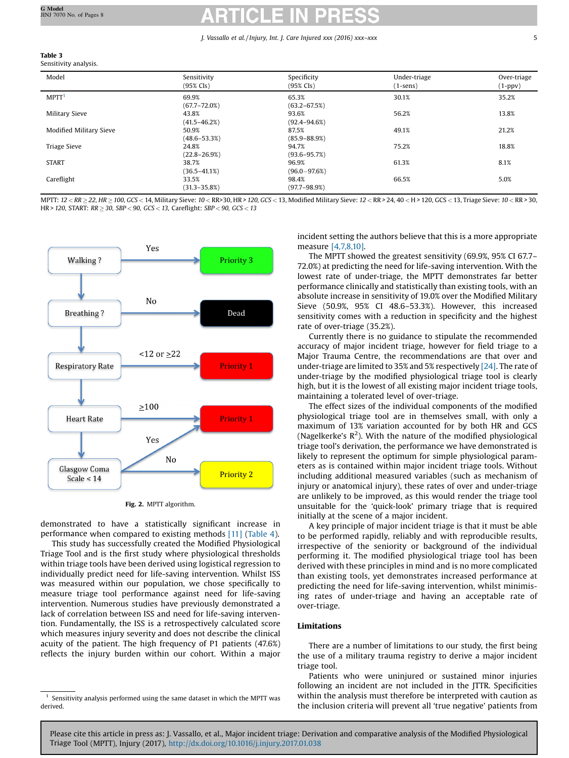**Table 3**
Sensitivity analysis.

| Model | Sensitivity (95% CIs) | Specificity (95% CIs) | Under-triage (1-sens) | Over-triage (1-ppv) |
|---|---|---|---|---|
| MPTT[1] | 69.9% (67.7–72.0%) | 65.3% (63.2–67.5%) | 30.1% | 35.2% |
| Military Sieve | 43.8% (41.5–46.2%) | 93.6% (92.4–94.6%) | 56.2% | 13.8% |
| Modified Military Sieve | 50.9% (48.6–53.3%) | 87.5% (85.9–88.9%) | 49.1% | 21.2% |
| Triage Sieve | 24.8% (22.8–26.9%) | 94.7% (93.6–95.7%) | 75.2% | 18.8% |
| START | 38.7% (36.5–41.1%) | 96.9% (96.0–97.6%) | 61.3% | 8.1% |
| Careflight | 33.5% (31.3–35.8%) | 98.4% (97.7–98.9%) | 66.5% | 5.0% |

MPTT: *12 < RR ≥ 22, HR ≥ 100, GCS* < 14, Military Sieve: *10* < RR>30, HR > *120, GCS* < 13, Modified Military Sieve: *12* < RR > 24, 40 < H > 120, GCS < 13, Triage Sieve: *10* < RR > 30, HR > *120,* START: *RR ≥ 30, SBP < 90, GCS < 13,* Careflight: *SBP < 90, GCS < 13*

[1] Sensitivity analysis performed using the same dataset in which the MPTT was derived.

Walking ? → Yes → Priority 3
Breathing ? → No → Dead
Respiratory Rate → <12 or ≥22 → Priority 1
Heart Rate → ≥100 → Priority 1
Glasgow Coma Scale < 14 → Yes → Priority 1; No → Priority 2

**Fig. 2.** MPTT algorithm.

demonstrated to have a statistically significant increase in performance when compared to existing methods [11] (Table 4).

This study has successfully created the Modified Physiological Triage Tool and is the first study where physiological thresholds within triage tools have been derived using logistical regression to individually predict need for life-saving intervention. Whilst ISS was measured within our population, we chose specifically to measure triage tool performance against need for life-saving intervention. Numerous studies have previously demonstrated a lack of correlation between ISS and need for life-saving intervention. Fundamentally, the ISS is a retrospectively calculated score which measures injury severity and does not describe the clinical acuity of the patient. The high frequency of P1 patients (47.6%) reflects the injury burden within our cohort. Within a major incident setting the authors believe that this is a more appropriate measure [4,7,8,10].

The MPTT showed the greatest sensitivity (69.9%, 95% CI 67.7–72.0%) at predicting the need for life-saving intervention. With the lowest rate of under-triage, the MPTT demonstrates far better performance clinically and statistically than existing tools, with an absolute increase in sensitivity of 19.0% over the Modified Military Sieve (50.9%, 95% CI 48.6–53.3%). However, this increased sensitivity comes with a reduction in specificity and the highest rate of over-triage (35.2%).

Currently there is no guidance to stipulate the recommended accuracy of major incident triage, however for field triage to a Major Trauma Centre, the recommendations are that over and under-triage are limited to 35% and 5% respectively [24]. The rate of under-triage by the modified physiological triage tool is clearly high, but it is the lowest of all existing major incident triage tools, maintaining a tolerated level of over-triage.

The effect sizes of the individual components of the modified physiological triage tool are in themselves small, with only a maximum of 13% variation accounted for by both HR and GCS (Nagelkerke's $R^2$). With the nature of the modified physiological triage tool's derivation, the performance we have demonstrated is likely to represent the optimum for simple physiological parameters as is contained within major incident triage tools. Without including additional measured variables (such as mechanism of injury or anatomical injury), these rates of over and under-triage are unlikely to be improved, as this would render the triage tool unsuitable for the 'quick-look' primary triage that is required initially at the scene of a major incident.

A key principle of major incident triage is that it must be able to be performed rapidly, reliably and with reproducible results, irrespective of the seniority or background of the individual performing it. The modified physiological triage tool has been derived with these principles in mind and is no more complicated than existing tools, yet demonstrates increased performance at predicting the need for life-saving intervention, whilst minimising rates of under-triage and having an acceptable rate of over-triage.

## Limitations

There are a number of limitations to our study, the first being the use of a military trauma registry to derive a major incident triage tool.

Patients who were uninjured or sustained minor injuries following an incident are not included in the JTTR. Specificities within the analysis must therefore be interpreted with caution as the inclusion criteria will prevent all 'true negative' patients from

Please cite this article in press as: J. Vassallo, et al., Major incident triage: Derivation and comparative analysis of the Modified Physiological Triage Tool (MPTT), Injury (2017), http://dx.doi.org/10.1016/j.injury.2017.01.038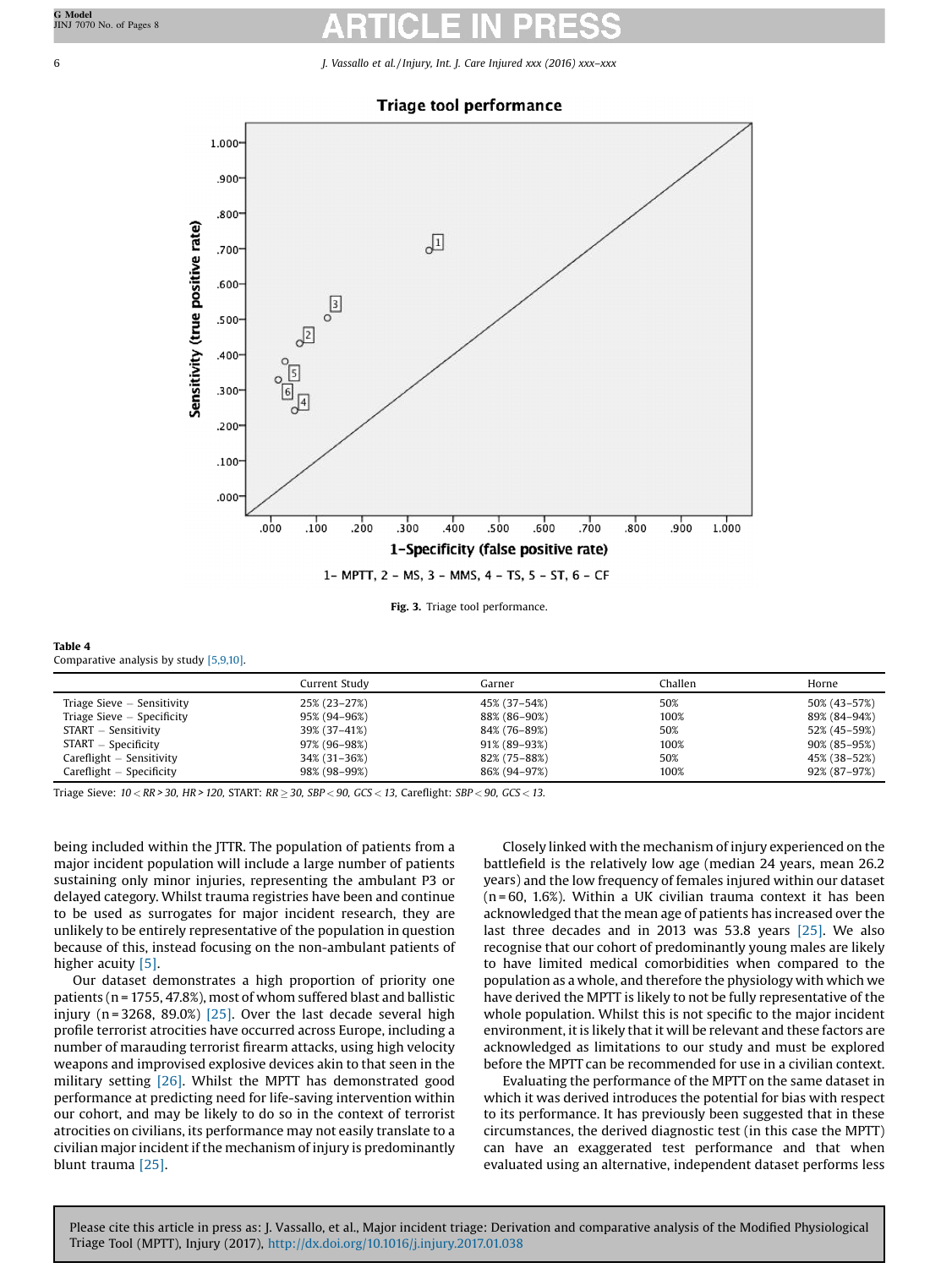Fig. 3. Triage tool performance.

**Table 4**
Comparative analysis by study [5,9,10].

| | Current Study | Garner | Challen | Horne |
|---|---|---|---|---|
| Triage Sieve – Sensitivity | 25% (23–27%) | 45% (37–54%) | 50% | 50% (43–57%) |
| Triage Sieve – Specificity | 95% (94–96%) | 88% (86–90%) | 100% | 89% (84–94%) |
| START – Sensitivity | 39% (37–41%) | 84% (76–89%) | 50% | 52% (45–59%) |
| START – Specificity | 97% (96–98%) | 91% (89–93%) | 100% | 90% (85–95%) |
| Careflight – Sensitivity | 34% (31–36%) | 82% (75–88%) | 50% | 45% (38–52%) |
| Careflight – Specificity | 98% (98–99%) | 86% (94–97%) | 100% | 92% (87–97%) |

Triage Sieve: *10 < RR > 30, HR > 120*, START: *RR ≥ 30, SBP < 90, GCS < 13*, Careflight: *SBP < 90, GCS < 13.*

being included within the JTTR. The population of patients from a major incident population will include a large number of patients sustaining only minor injuries, representing the ambulant P3 or delayed category. Whilst trauma registries have been and continue to be used as surrogates for major incident research, they are unlikely to be entirely representative of the population in question because of this, instead focusing on the non-ambulant patients of higher acuity [5].

Our dataset demonstrates a high proportion of priority one patients (n = 1755, 47.8%), most of whom suffered blast and ballistic injury (n = 3268, 89.0%) [25]. Over the last decade several high profile terrorist atrocities have occurred across Europe, including a number of marauding terrorist firearm attacks, using high velocity weapons and improvised explosive devices akin to that seen in the military setting [26]. Whilst the MPTT has demonstrated good performance at predicting need for life-saving intervention within our cohort, and may be likely to do so in the context of terrorist atrocities on civilians, its performance may not easily translate to a civilian major incident if the mechanism of injury is predominantly blunt trauma [25].

Closely linked with the mechanism of injury experienced on the battlefield is the relatively low age (median 24 years, mean 26.2 years) and the low frequency of females injured within our dataset (n = 60, 1.6%). Within a UK civilian trauma context it has been acknowledged that the mean age of patients has increased over the last three decades and in 2013 was 53.8 years [25]. We also recognise that our cohort of predominantly young males are likely to have limited medical comorbidities when compared to the population as a whole, and therefore the physiology with which we have derived the MPTT is likely to not be fully representative of the whole population. Whilst this is not specific to the major incident environment, it is likely that it will be relevant and these factors are acknowledged as limitations to our study and must be explored before the MPTT can be recommended for use in a civilian context.

Evaluating the performance of the MPTT on the same dataset in which it was derived introduces the potential for bias with respect to its performance. It has previously been suggested that in these circumstances, the derived diagnostic test (in this case the MPTT) can have an exaggerated test performance and that when evaluated using an alternative, independent dataset performs less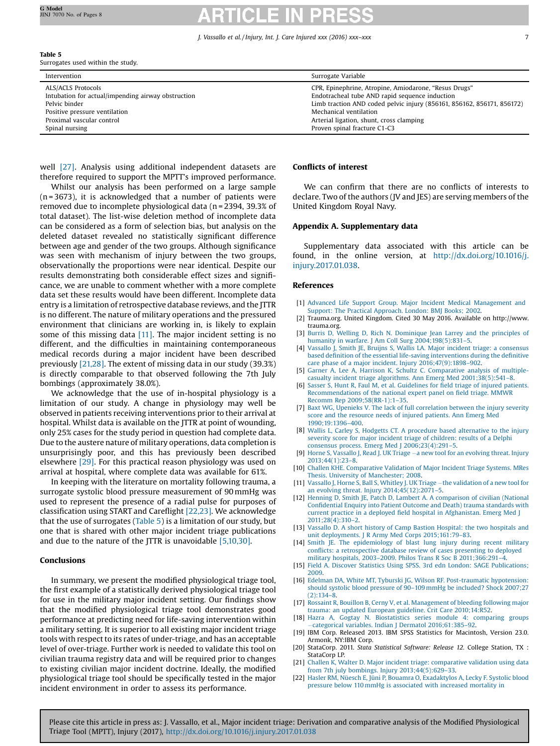**Table 5**
Surrogates used within the study.

| Intervention | Surrogate Variable |
|---|---|
| ALS/ACLS Protocols | CPR, Epinephrine, Atropine, Amiodarone, "Resus Drugs" |
| Intubation for actual/impending airway obstruction | Endotracheal tube AND rapid sequence induction |
| Pelvic binder | Limb traction AND coded pelvic injury (856161, 856162, 856171, 856172) |
| Positive pressure ventilation | Mechanical ventilation |
| Proximal vascular control | Arterial ligation, shunt, cross clamping |
| Spinal nursing | Proven spinal fracture C1-C3 |

well [27]. Analysis using additional independent datasets are therefore required to support the MPTT's improved performance.

Whilst our analysis has been performed on a large sample (n = 3673), it is acknowledged that a number of patients were removed due to incomplete physiological data (n = 2394, 39.3% of total dataset). The list-wise deletion method of incomplete data can be considered as a form of selection bias, but analysis on the deleted dataset revealed no statistically significant difference between age and gender of the two groups. Although significance was seen with mechanism of injury between the two groups, observationally the proportions were near identical. Despite our results demonstrating both considerable effect sizes and significance, we are unable to comment whether with a more complete data set these results would have been different. Incomplete data entry is a limitation of retrospective database reviews, and the JTTR is no different. The nature of military operations and the pressured environment that clinicians are working in, is likely to explain some of this missing data [11]. The major incident setting is no different, and the difficulties in maintaining contemporaneous medical records during a major incident have been described previously [21,28]. The extent of missing data in our study (39.3%) is directly comparable to that observed following the 7th July bombings (approximately 38.0%).

We acknowledge that the use of in-hospital physiology is a limitation of our study. A change in physiology may well be observed in patients receiving interventions prior to their arrival at hospital. Whilst data is available on the JTTR at point of wounding, only 25% cases for the study period in question had complete data. Due to the austere nature of military operations, data completion is unsurprisingly poor, and this has previously been described elsewhere [29]. For this practical reason physiology was used on arrival at hospital, where complete data was available for 61%.

In keeping with the literature on mortality following trauma, a surrogate systolic blood pressure measurement of 90 mmHg was used to represent the presence of a radial pulse for purposes of classification using START and Careflight [22,23]. We acknowledge that the use of surrogates (Table 5) is a limitation of our study, but one that is shared with other major incident triage publications and due to the nature of the JTTR is unavoidable [5,10,30].

## Conclusions

In summary, we present the modified physiological triage tool, the first example of a statistically derived physiological triage tool for use in the military major incident setting. Our findings show that the modified physiological triage tool demonstrates good performance at predicting need for life-saving intervention within a military setting. It is superior to all existing major incident triage tools with respect to its rates of under-triage, and has an acceptable level of over-triage. Further work is needed to validate this tool on civilian trauma registry data and will be required prior to changes to existing civilian major incident doctrine. Ideally, the modified physiological triage tool should be specifically tested in the major incident environment in order to assess its performance.

## Conflicts of interest

We can confirm that there are no conflicts of interests to declare. Two of the authors (JV and JES) are serving members of the United Kingdom Royal Navy.

## Appendix A. Supplementary data

Supplementary data associated with this article can be found, in the online version, at http://dx.doi.org/10.1016/j.injury.2017.01.038.

## References

[1] Advanced Life Support Group. Major Incident Medical Management and Support: The Practical Approach. London: BMJ Books; 2002.

[2] Trauma.org. United Kingdom. Cited 30 May 2016. Available on http://www.trauma.org.

[3] Burris D, Welling D, Rich N. Dominique Jean Larrey and the principles of humanity in warfare. J Am Coll Surg 2004;198(5):831–5.

[4] Vassallo J, Smith JE, Bruijns S, Wallis LA. Major incident triage: a consensus based definition of the essential life-saving interventions during the definitive care phase of a major incident. Injury 2016;47(9):1898–902.

[5] Garner A, Lee A, Harrison K, Schultz C. Comparative analysis of multiple-casualty incident triage algorithms. Ann Emerg Med 2001;38(5):541–8.

[6] Sasser S, Hunt R, Faul M, et al. Guidelines for field triage of injured patients. Recommendations of the national expert panel on field triage. MMWR Recomm Rep 2009;58(RR-1):1–35.

[7] Baxt WG, Upenieks V. The lack of full correlation between the injury severity score and the resource needs of injured patients. Ann Emerg Med 1990;19:1396–400.

[8] Wallis L, Carley S, Hodgetts CT. A procedure based alternative to the injury severity score for major incident triage of children: results of a Delphi consensus process. Emerg Med J 2006;23(4):291–5.

[9] Horne S, Vassallo J, Read J. UK Triage – a new tool for an evolving threat. Injury 2013;44(1):23–8.

[10] Challen KHE. Comparative Validation of Major Incident Triage Systems. MRes Thesis. University of Manchester; 2008.

[11] Vassallo J, Horne S, Ball S, Whitley J. UK Triage – the validation of a new tool for an evolving threat. Injury 2014;45(12):2071–5.

[12] Henning D, Smith JE, Patch D, Lambert A. A comparison of civilian (National Confidential Enquiry into Patient Outcome and Death) trauma standards with current practice in a deployed field hospital in Afghanistan. Emerg Med J 2011;28(4):310–2.

[13] Vassallo D. A short history of Camp Bastion Hospital: the two hospitals and unit deployments. J R Army Med Corps 2015;161:79–83.

[14] Smith JE. The epidemiology of blast lung injury during recent military conflicts: a retrospective database review of cases presenting to deployed military hospitals, 2003–2009. Philos Trans R Soc B 2011;366:291–4.

[15] Field A. Discover Statistics Using SPSS. 3rd edn London: SAGE Publications; 2009.

[16] Edelman DA, White MT, Tyburski JG, Wilson RF. Post-traumatic hypotension: should systolic blood pressure of 90–109 mmHg be included? Shock 2007;27(2):134–8.

[17] Rossaint R, Bouillon B, Cerny V, et al. Management of bleeding following major trauma: an updated European guideline. Crit Care 2010;14:R52.

[18] Hazra A, Gogtay N. Biostatistics series module 4: comparing groups –categorical variables. Indian J Dermatol 2016;61:385–92.

[19] IBM Corp. Released 2013. IBM SPSS Statistics for Macintosh, Version 23.0. Armonk, NY:IBM Corp.

[20] StataCorp. 2011. *Stata Statistical Software: Release 12*. College Station, TX : StataCorp LP.

[21] Challen K, Walter D. Major incident triage: comparative validation using data from 7th july bombings. Injury 2013;44(5):629–33.

[22] Hasler RM, Nüesch E, Jüni P, Bouamra O, Exadaktylos A, Lecky F. Systolic blood pressure below 110 mmHg is associated with increased mortality in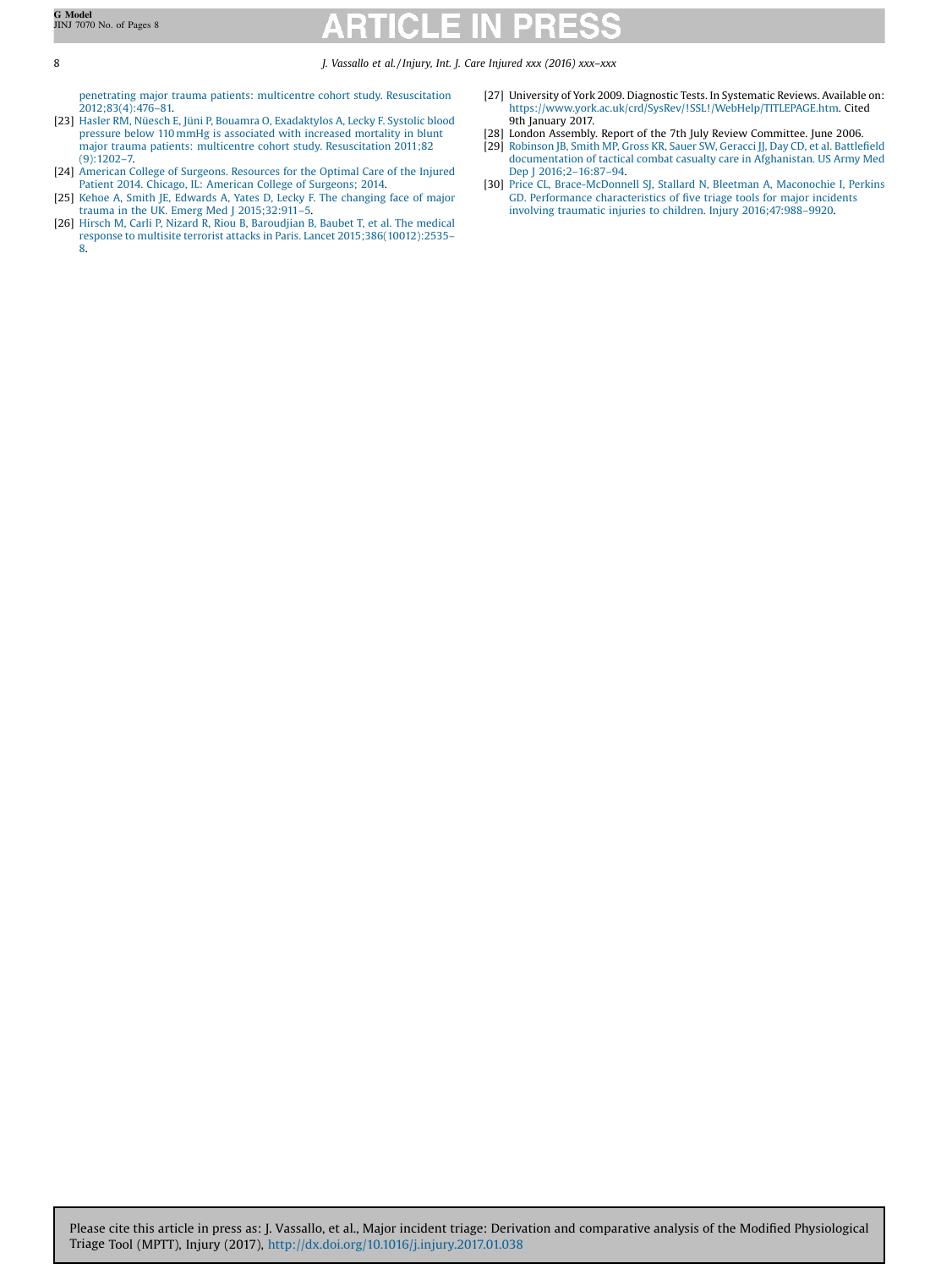penetrating major trauma patients: multicentre cohort study. Resuscitation 2012;83(4):476–81.

[23] Hasler RM, Nüesch E, Jüni P, Bouamra O, Exadaktylos A, Lecky F. Systolic blood pressure below 110 mmHg is associated with increased mortality in blunt major trauma patients: multicentre cohort study. Resuscitation 2011;82(9):1202–7.

[24] American College of Surgeons. Resources for the Optimal Care of the Injured Patient 2014. Chicago, IL: American College of Surgeons; 2014.

[25] Kehoe A, Smith JE, Edwards A, Yates D, Lecky F. The changing face of major trauma in the UK. Emerg Med J 2015;32:911–5.

[26] Hirsch M, Carli P, Nizard R, Riou B, Baroudjian B, Baubet T, et al. The medical response to multisite terrorist attacks in Paris. Lancet 2015;386(10012):2535–8.

[27] University of York 2009. Diagnostic Tests. In Systematic Reviews. Available on: https://www.york.ac.uk/crd/SysRev/!SSL!/WebHelp/TITLEPAGE.htm. Cited 9th January 2017.

[28] London Assembly. Report of the 7th July Review Committee. June 2006.

[29] Robinson JB, Smith MP, Gross KR, Sauer SW, Geracci JJ, Day CD, et al. Battlefield documentation of tactical combat casualty care in Afghanistan. US Army Med Dep J 2016;2–16:87–94.

[30] Price CL, Brace-McDonnell SJ, Stallard N, Bleetman A, Maconochie I, Perkins GD. Performance characteristics of five triage tools for major incidents involving traumatic injuries to children. Injury 2016;47:988–9920.

Please cite this article in press as: J. Vassallo, et al., Major incident triage: Derivation and comparative analysis of the Modified Physiological Triage Tool (MPTT), Injury (2017), http://dx.doi.org/10.1016/j.injury.2017.01.038